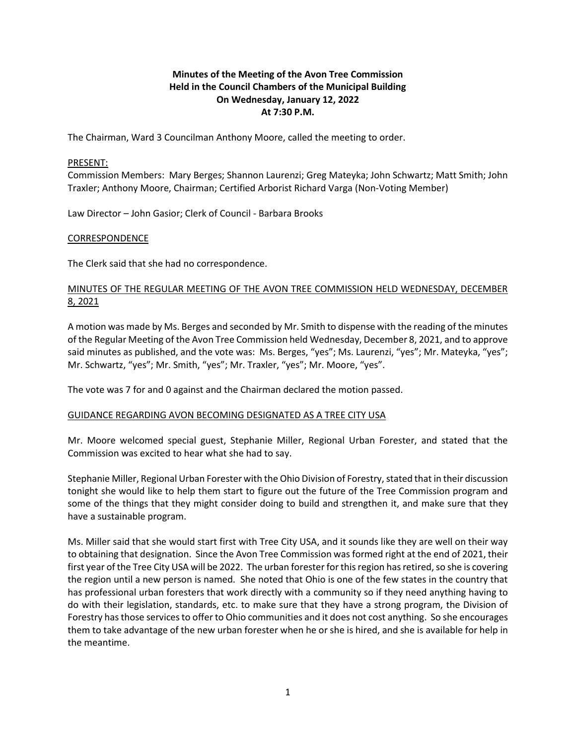**Minutes of the Meeting of the Avon Tree Commission**
**Held in the Council Chambers of the Municipal Building**
**On Wednesday, January 12, 2022**
**At 7:30 P.M.**

The Chairman, Ward 3 Councilman Anthony Moore, called the meeting to order.

PRESENT:

Commission Members: Mary Berges; Shannon Laurenzi; Greg Mateyka; John Schwartz; Matt Smith; John Traxler; Anthony Moore, Chairman; Certified Arborist Richard Varga (Non-Voting Member)

Law Director – John Gasior; Clerk of Council - Barbara Brooks

CORRESPONDENCE

The Clerk said that she had no correspondence.

MINUTES OF THE REGULAR MEETING OF THE AVON TREE COMMISSION HELD WEDNESDAY, DECEMBER 8, 2021

A motion was made by Ms. Berges and seconded by Mr. Smith to dispense with the reading of the minutes of the Regular Meeting of the Avon Tree Commission held Wednesday, December 8, 2021, and to approve said minutes as published, and the vote was: Ms. Berges, "yes"; Ms. Laurenzi, "yes"; Mr. Mateyka, "yes"; Mr. Schwartz, "yes"; Mr. Smith, "yes"; Mr. Traxler, "yes"; Mr. Moore, "yes".

The vote was 7 for and 0 against and the Chairman declared the motion passed.

GUIDANCE REGARDING AVON BECOMING DESIGNATED AS A TREE CITY USA

Mr. Moore welcomed special guest, Stephanie Miller, Regional Urban Forester, and stated that the Commission was excited to hear what she had to say.

Stephanie Miller, Regional Urban Forester with the Ohio Division of Forestry, stated that in their discussion tonight she would like to help them start to figure out the future of the Tree Commission program and some of the things that they might consider doing to build and strengthen it, and make sure that they have a sustainable program.

Ms. Miller said that she would start first with Tree City USA, and it sounds like they are well on their way to obtaining that designation. Since the Avon Tree Commission was formed right at the end of 2021, their first year of the Tree City USA will be 2022. The urban forester for this region has retired, so she is covering the region until a new person is named. She noted that Ohio is one of the few states in the country that has professional urban foresters that work directly with a community so if they need anything having to do with their legislation, standards, etc. to make sure that they have a strong program, the Division of Forestry has those services to offer to Ohio communities and it does not cost anything. So she encourages them to take advantage of the new urban forester when he or she is hired, and she is available for help in the meantime.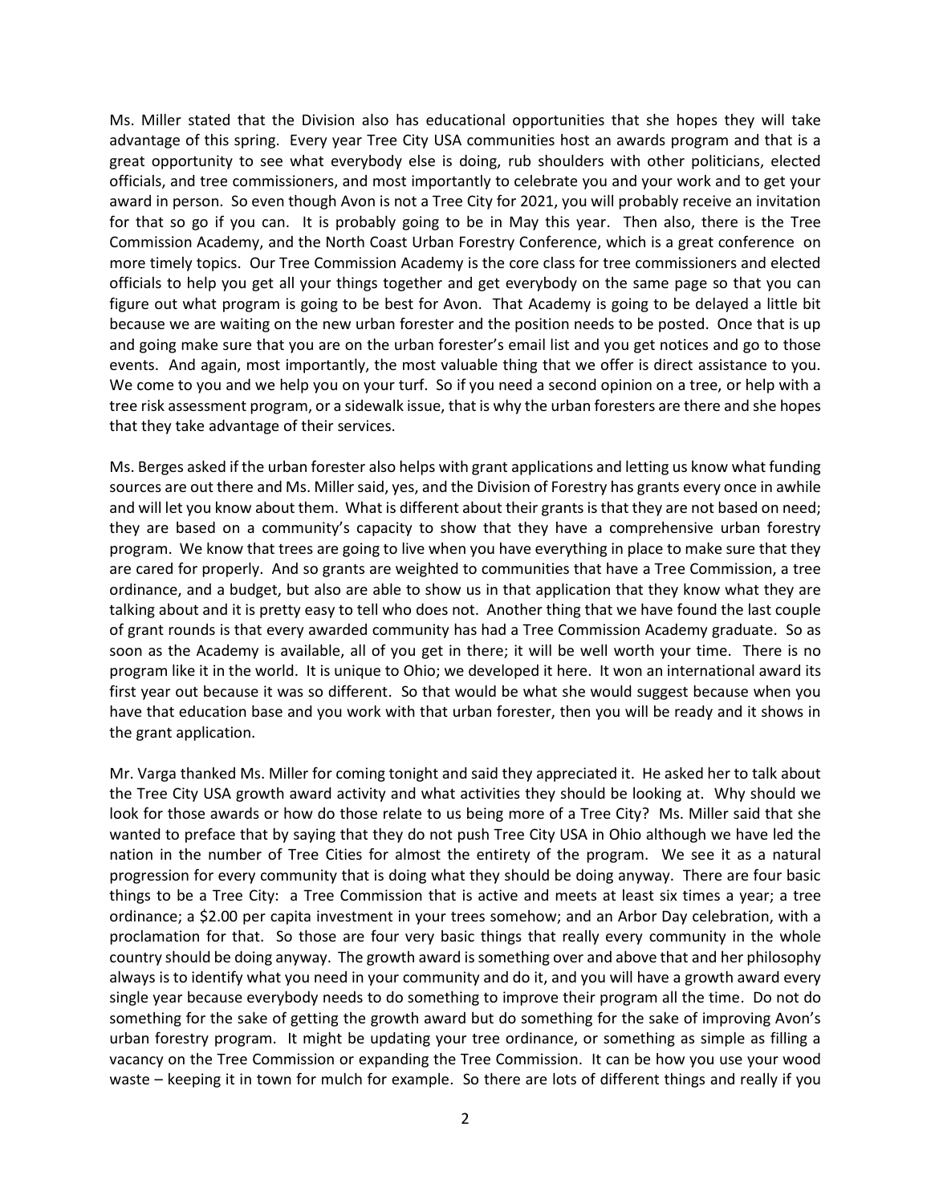Ms. Miller stated that the Division also has educational opportunities that she hopes they will take advantage of this spring. Every year Tree City USA communities host an awards program and that is a great opportunity to see what everybody else is doing, rub shoulders with other politicians, elected officials, and tree commissioners, and most importantly to celebrate you and your work and to get your award in person. So even though Avon is not a Tree City for 2021, you will probably receive an invitation for that so go if you can. It is probably going to be in May this year. Then also, there is the Tree Commission Academy, and the North Coast Urban Forestry Conference, which is a great conference on more timely topics. Our Tree Commission Academy is the core class for tree commissioners and elected officials to help you get all your things together and get everybody on the same page so that you can figure out what program is going to be best for Avon. That Academy is going to be delayed a little bit because we are waiting on the new urban forester and the position needs to be posted. Once that is up and going make sure that you are on the urban forester's email list and you get notices and go to those events. And again, most importantly, the most valuable thing that we offer is direct assistance to you. We come to you and we help you on your turf. So if you need a second opinion on a tree, or help with a tree risk assessment program, or a sidewalk issue, that is why the urban foresters are there and she hopes that they take advantage of their services.

Ms. Berges asked if the urban forester also helps with grant applications and letting us know what funding sources are out there and Ms. Miller said, yes, and the Division of Forestry has grants every once in awhile and will let you know about them. What is different about their grants is that they are not based on need; they are based on a community's capacity to show that they have a comprehensive urban forestry program. We know that trees are going to live when you have everything in place to make sure that they are cared for properly. And so grants are weighted to communities that have a Tree Commission, a tree ordinance, and a budget, but also are able to show us in that application that they know what they are talking about and it is pretty easy to tell who does not. Another thing that we have found the last couple of grant rounds is that every awarded community has had a Tree Commission Academy graduate. So as soon as the Academy is available, all of you get in there; it will be well worth your time. There is no program like it in the world. It is unique to Ohio; we developed it here. It won an international award its first year out because it was so different. So that would be what she would suggest because when you have that education base and you work with that urban forester, then you will be ready and it shows in the grant application.

Mr. Varga thanked Ms. Miller for coming tonight and said they appreciated it. He asked her to talk about the Tree City USA growth award activity and what activities they should be looking at. Why should we look for those awards or how do those relate to us being more of a Tree City? Ms. Miller said that she wanted to preface that by saying that they do not push Tree City USA in Ohio although we have led the nation in the number of Tree Cities for almost the entirety of the program. We see it as a natural progression for every community that is doing what they should be doing anyway. There are four basic things to be a Tree City: a Tree Commission that is active and meets at least six times a year; a tree ordinance; a $2.00 per capita investment in your trees somehow; and an Arbor Day celebration, with a proclamation for that. So those are four very basic things that really every community in the whole country should be doing anyway. The growth award is something over and above that and her philosophy always is to identify what you need in your community and do it, and you will have a growth award every single year because everybody needs to do something to improve their program all the time. Do not do something for the sake of getting the growth award but do something for the sake of improving Avon's urban forestry program. It might be updating your tree ordinance, or something as simple as filling a vacancy on the Tree Commission or expanding the Tree Commission. It can be how you use your wood waste – keeping it in town for mulch for example. So there are lots of different things and really if you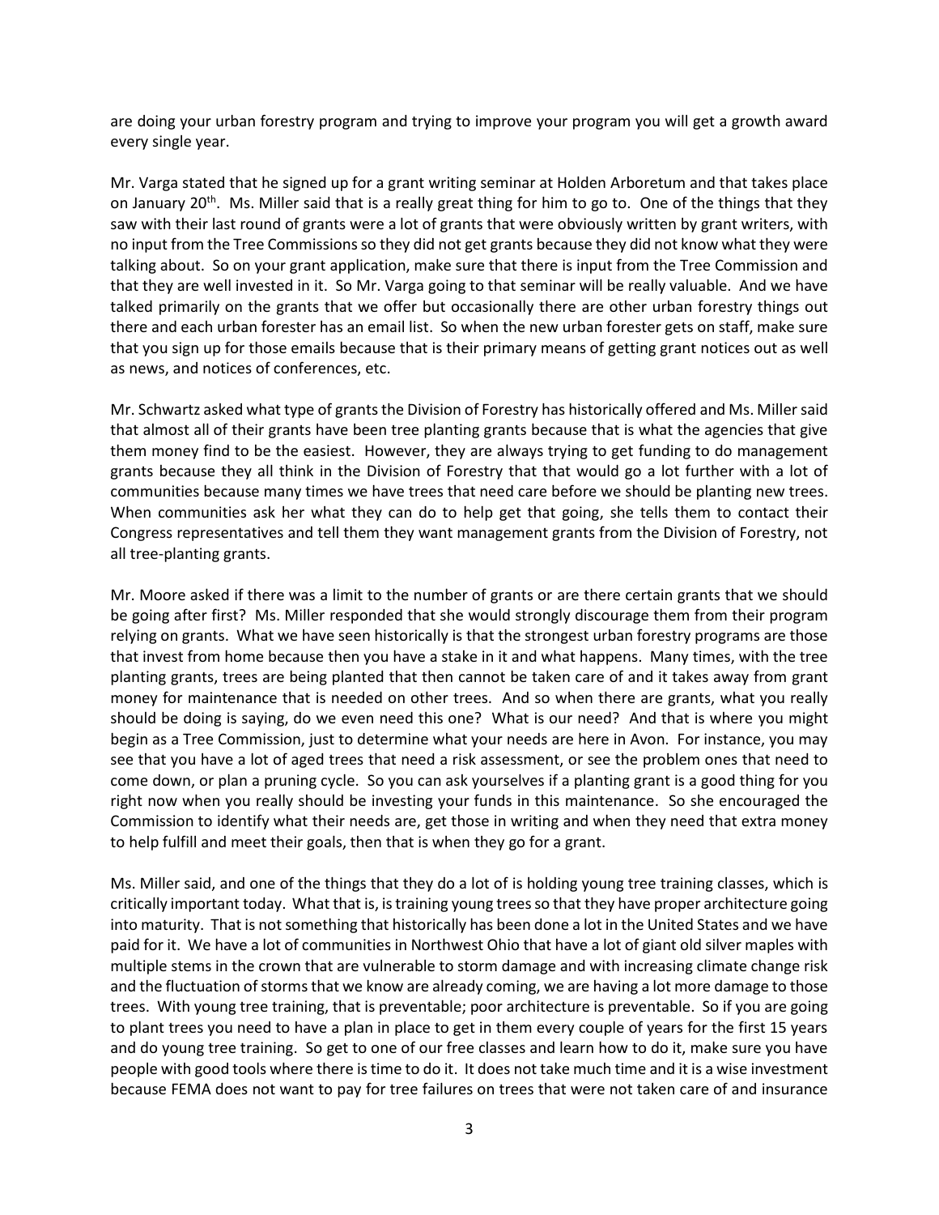are doing your urban forestry program and trying to improve your program you will get a growth award every single year.

Mr. Varga stated that he signed up for a grant writing seminar at Holden Arboretum and that takes place on January 20th. Ms. Miller said that is a really great thing for him to go to. One of the things that they saw with their last round of grants were a lot of grants that were obviously written by grant writers, with no input from the Tree Commissions so they did not get grants because they did not know what they were talking about. So on your grant application, make sure that there is input from the Tree Commission and that they are well invested in it. So Mr. Varga going to that seminar will be really valuable. And we have talked primarily on the grants that we offer but occasionally there are other urban forestry things out there and each urban forester has an email list. So when the new urban forester gets on staff, make sure that you sign up for those emails because that is their primary means of getting grant notices out as well as news, and notices of conferences, etc.

Mr. Schwartz asked what type of grants the Division of Forestry has historically offered and Ms. Miller said that almost all of their grants have been tree planting grants because that is what the agencies that give them money find to be the easiest. However, they are always trying to get funding to do management grants because they all think in the Division of Forestry that that would go a lot further with a lot of communities because many times we have trees that need care before we should be planting new trees. When communities ask her what they can do to help get that going, she tells them to contact their Congress representatives and tell them they want management grants from the Division of Forestry, not all tree-planting grants.

Mr. Moore asked if there was a limit to the number of grants or are there certain grants that we should be going after first? Ms. Miller responded that she would strongly discourage them from their program relying on grants. What we have seen historically is that the strongest urban forestry programs are those that invest from home because then you have a stake in it and what happens. Many times, with the tree planting grants, trees are being planted that then cannot be taken care of and it takes away from grant money for maintenance that is needed on other trees. And so when there are grants, what you really should be doing is saying, do we even need this one? What is our need? And that is where you might begin as a Tree Commission, just to determine what your needs are here in Avon. For instance, you may see that you have a lot of aged trees that need a risk assessment, or see the problem ones that need to come down, or plan a pruning cycle. So you can ask yourselves if a planting grant is a good thing for you right now when you really should be investing your funds in this maintenance. So she encouraged the Commission to identify what their needs are, get those in writing and when they need that extra money to help fulfill and meet their goals, then that is when they go for a grant.

Ms. Miller said, and one of the things that they do a lot of is holding young tree training classes, which is critically important today. What that is, is training young trees so that they have proper architecture going into maturity. That is not something that historically has been done a lot in the United States and we have paid for it. We have a lot of communities in Northwest Ohio that have a lot of giant old silver maples with multiple stems in the crown that are vulnerable to storm damage and with increasing climate change risk and the fluctuation of storms that we know are already coming, we are having a lot more damage to those trees. With young tree training, that is preventable; poor architecture is preventable. So if you are going to plant trees you need to have a plan in place to get in them every couple of years for the first 15 years and do young tree training. So get to one of our free classes and learn how to do it, make sure you have people with good tools where there is time to do it. It does not take much time and it is a wise investment because FEMA does not want to pay for tree failures on trees that were not taken care of and insurance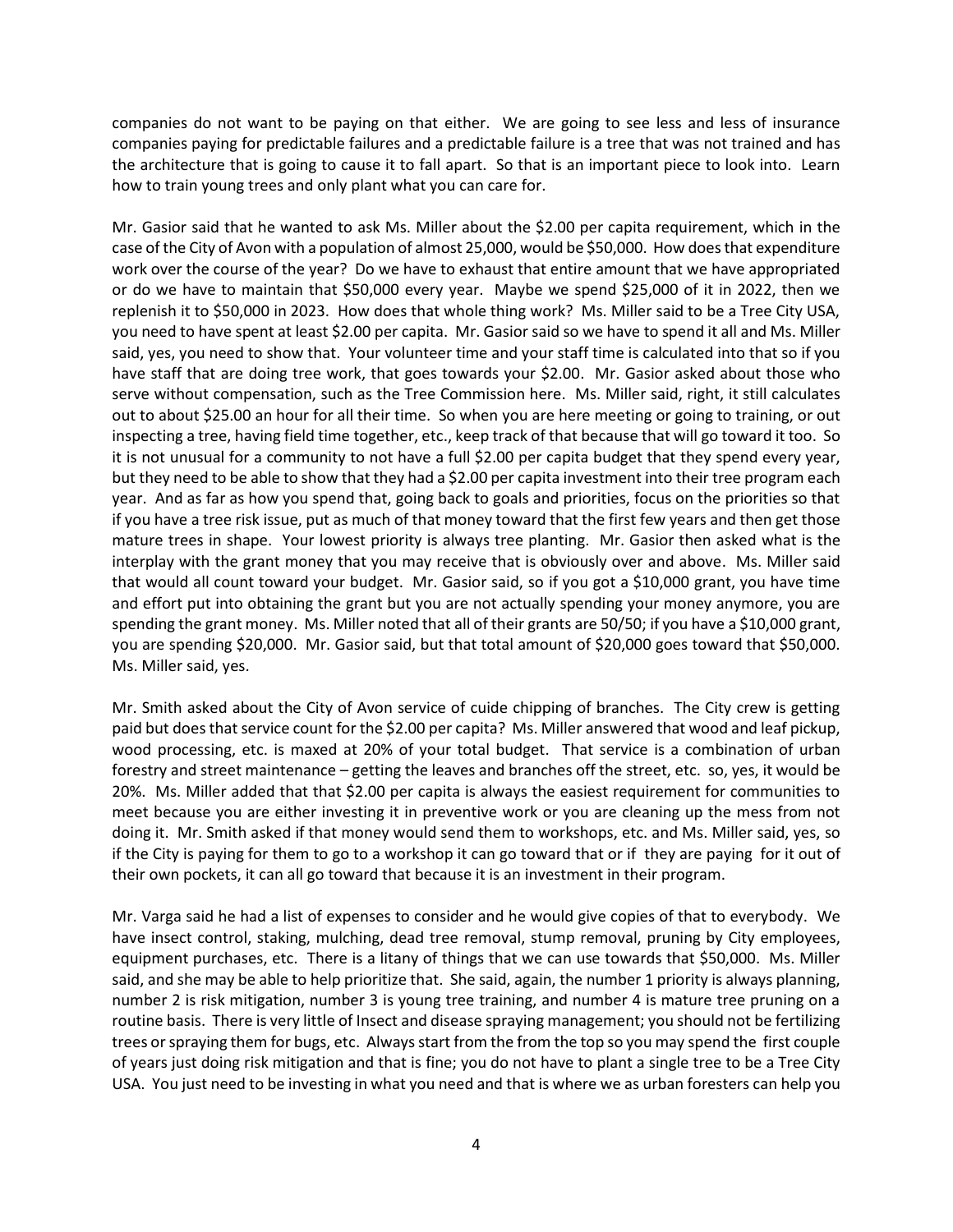companies do not want to be paying on that either. We are going to see less and less of insurance companies paying for predictable failures and a predictable failure is a tree that was not trained and has the architecture that is going to cause it to fall apart. So that is an important piece to look into. Learn how to train young trees and only plant what you can care for.

Mr. Gasior said that he wanted to ask Ms. Miller about the $2.00 per capita requirement, which in the case of the City of Avon with a population of almost 25,000, would be $50,000. How does that expenditure work over the course of the year? Do we have to exhaust that entire amount that we have appropriated or do we have to maintain that $50,000 every year. Maybe we spend $25,000 of it in 2022, then we replenish it to $50,000 in 2023. How does that whole thing work? Ms. Miller said to be a Tree City USA, you need to have spent at least $2.00 per capita. Mr. Gasior said so we have to spend it all and Ms. Miller said, yes, you need to show that. Your volunteer time and your staff time is calculated into that so if you have staff that are doing tree work, that goes towards your $2.00. Mr. Gasior asked about those who serve without compensation, such as the Tree Commission here. Ms. Miller said, right, it still calculates out to about $25.00 an hour for all their time. So when you are here meeting or going to training, or out inspecting a tree, having field time together, etc., keep track of that because that will go toward it too. So it is not unusual for a community to not have a full $2.00 per capita budget that they spend every year, but they need to be able to show that they had a $2.00 per capita investment into their tree program each year. And as far as how you spend that, going back to goals and priorities, focus on the priorities so that if you have a tree risk issue, put as much of that money toward that the first few years and then get those mature trees in shape. Your lowest priority is always tree planting. Mr. Gasior then asked what is the interplay with the grant money that you may receive that is obviously over and above. Ms. Miller said that would all count toward your budget. Mr. Gasior said, so if you got a $10,000 grant, you have time and effort put into obtaining the grant but you are not actually spending your money anymore, you are spending the grant money. Ms. Miller noted that all of their grants are 50/50; if you have a $10,000 grant, you are spending $20,000. Mr. Gasior said, but that total amount of $20,000 goes toward that $50,000. Ms. Miller said, yes.

Mr. Smith asked about the City of Avon service of cuide chipping of branches. The City crew is getting paid but does that service count for the $2.00 per capita? Ms. Miller answered that wood and leaf pickup, wood processing, etc. is maxed at 20% of your total budget. That service is a combination of urban forestry and street maintenance – getting the leaves and branches off the street, etc. so, yes, it would be 20%. Ms. Miller added that that $2.00 per capita is always the easiest requirement for communities to meet because you are either investing it in preventive work or you are cleaning up the mess from not doing it. Mr. Smith asked if that money would send them to workshops, etc. and Ms. Miller said, yes, so if the City is paying for them to go to a workshop it can go toward that or if they are paying for it out of their own pockets, it can all go toward that because it is an investment in their program.

Mr. Varga said he had a list of expenses to consider and he would give copies of that to everybody. We have insect control, staking, mulching, dead tree removal, stump removal, pruning by City employees, equipment purchases, etc. There is a litany of things that we can use towards that $50,000. Ms. Miller said, and she may be able to help prioritize that. She said, again, the number 1 priority is always planning, number 2 is risk mitigation, number 3 is young tree training, and number 4 is mature tree pruning on a routine basis. There is very little of Insect and disease spraying management; you should not be fertilizing trees or spraying them for bugs, etc. Always start from the from the top so you may spend the first couple of years just doing risk mitigation and that is fine; you do not have to plant a single tree to be a Tree City USA. You just need to be investing in what you need and that is where we as urban foresters can help you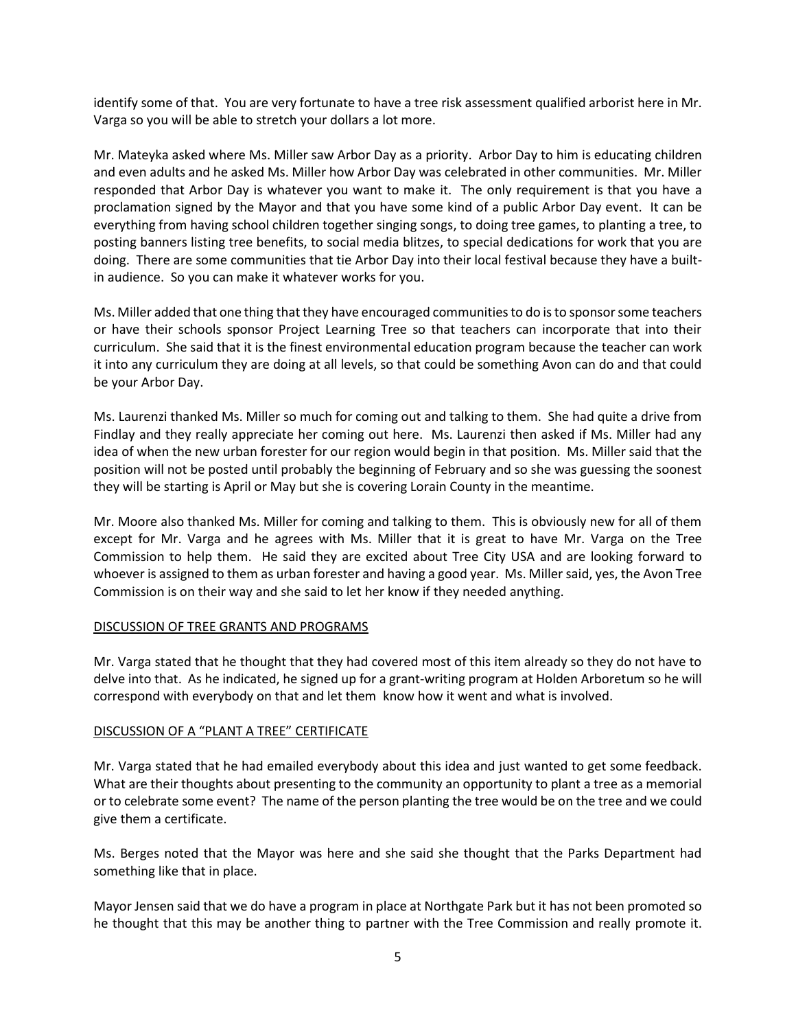identify some of that. You are very fortunate to have a tree risk assessment qualified arborist here in Mr. Varga so you will be able to stretch your dollars a lot more.

Mr. Mateyka asked where Ms. Miller saw Arbor Day as a priority. Arbor Day to him is educating children and even adults and he asked Ms. Miller how Arbor Day was celebrated in other communities. Mr. Miller responded that Arbor Day is whatever you want to make it. The only requirement is that you have a proclamation signed by the Mayor and that you have some kind of a public Arbor Day event. It can be everything from having school children together singing songs, to doing tree games, to planting a tree, to posting banners listing tree benefits, to social media blitzes, to special dedications for work that you are doing. There are some communities that tie Arbor Day into their local festival because they have a built-in audience. So you can make it whatever works for you.

Ms. Miller added that one thing that they have encouraged communities to do is to sponsor some teachers or have their schools sponsor Project Learning Tree so that teachers can incorporate that into their curriculum. She said that it is the finest environmental education program because the teacher can work it into any curriculum they are doing at all levels, so that could be something Avon can do and that could be your Arbor Day.

Ms. Laurenzi thanked Ms. Miller so much for coming out and talking to them. She had quite a drive from Findlay and they really appreciate her coming out here. Ms. Laurenzi then asked if Ms. Miller had any idea of when the new urban forester for our region would begin in that position. Ms. Miller said that the position will not be posted until probably the beginning of February and so she was guessing the soonest they will be starting is April or May but she is covering Lorain County in the meantime.

Mr. Moore also thanked Ms. Miller for coming and talking to them. This is obviously new for all of them except for Mr. Varga and he agrees with Ms. Miller that it is great to have Mr. Varga on the Tree Commission to help them. He said they are excited about Tree City USA and are looking forward to whoever is assigned to them as urban forester and having a good year. Ms. Miller said, yes, the Avon Tree Commission is on their way and she said to let her know if they needed anything.

DISCUSSION OF TREE GRANTS AND PROGRAMS

Mr. Varga stated that he thought that they had covered most of this item already so they do not have to delve into that. As he indicated, he signed up for a grant-writing program at Holden Arboretum so he will correspond with everybody on that and let them know how it went and what is involved.

DISCUSSION OF A "PLANT A TREE" CERTIFICATE

Mr. Varga stated that he had emailed everybody about this idea and just wanted to get some feedback. What are their thoughts about presenting to the community an opportunity to plant a tree as a memorial or to celebrate some event? The name of the person planting the tree would be on the tree and we could give them a certificate.

Ms. Berges noted that the Mayor was here and she said she thought that the Parks Department had something like that in place.

Mayor Jensen said that we do have a program in place at Northgate Park but it has not been promoted so he thought that this may be another thing to partner with the Tree Commission and really promote it.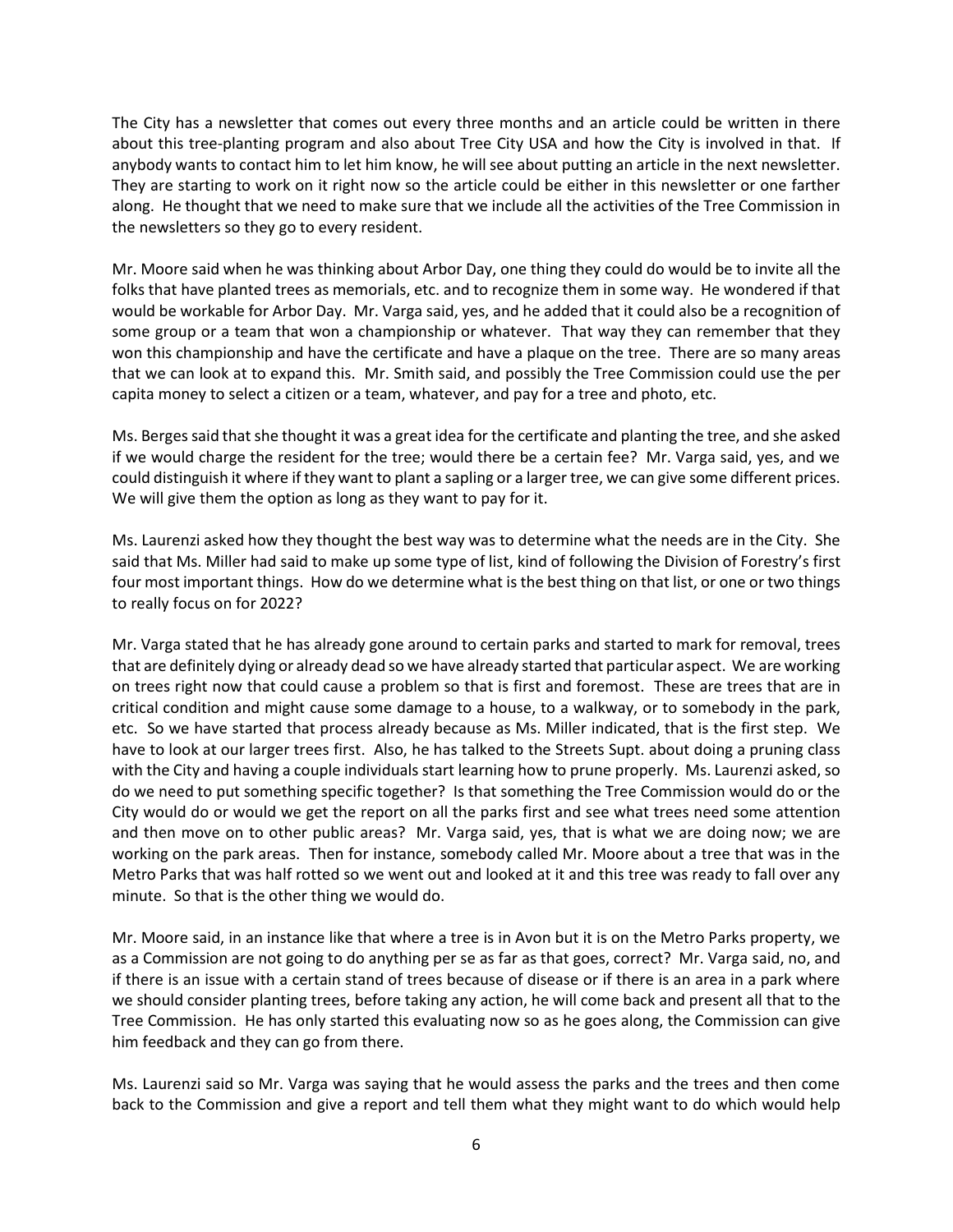The City has a newsletter that comes out every three months and an article could be written in there about this tree-planting program and also about Tree City USA and how the City is involved in that. If anybody wants to contact him to let him know, he will see about putting an article in the next newsletter. They are starting to work on it right now so the article could be either in this newsletter or one farther along. He thought that we need to make sure that we include all the activities of the Tree Commission in the newsletters so they go to every resident.

Mr. Moore said when he was thinking about Arbor Day, one thing they could do would be to invite all the folks that have planted trees as memorials, etc. and to recognize them in some way. He wondered if that would be workable for Arbor Day. Mr. Varga said, yes, and he added that it could also be a recognition of some group or a team that won a championship or whatever. That way they can remember that they won this championship and have the certificate and have a plaque on the tree. There are so many areas that we can look at to expand this. Mr. Smith said, and possibly the Tree Commission could use the per capita money to select a citizen or a team, whatever, and pay for a tree and photo, etc.

Ms. Berges said that she thought it was a great idea for the certificate and planting the tree, and she asked if we would charge the resident for the tree; would there be a certain fee? Mr. Varga said, yes, and we could distinguish it where if they want to plant a sapling or a larger tree, we can give some different prices. We will give them the option as long as they want to pay for it.

Ms. Laurenzi asked how they thought the best way was to determine what the needs are in the City. She said that Ms. Miller had said to make up some type of list, kind of following the Division of Forestry's first four most important things. How do we determine what is the best thing on that list, or one or two things to really focus on for 2022?

Mr. Varga stated that he has already gone around to certain parks and started to mark for removal, trees that are definitely dying or already dead so we have already started that particular aspect. We are working on trees right now that could cause a problem so that is first and foremost. These are trees that are in critical condition and might cause some damage to a house, to a walkway, or to somebody in the park, etc. So we have started that process already because as Ms. Miller indicated, that is the first step. We have to look at our larger trees first. Also, he has talked to the Streets Supt. about doing a pruning class with the City and having a couple individuals start learning how to prune properly. Ms. Laurenzi asked, so do we need to put something specific together? Is that something the Tree Commission would do or the City would do or would we get the report on all the parks first and see what trees need some attention and then move on to other public areas? Mr. Varga said, yes, that is what we are doing now; we are working on the park areas. Then for instance, somebody called Mr. Moore about a tree that was in the Metro Parks that was half rotted so we went out and looked at it and this tree was ready to fall over any minute. So that is the other thing we would do.

Mr. Moore said, in an instance like that where a tree is in Avon but it is on the Metro Parks property, we as a Commission are not going to do anything per se as far as that goes, correct? Mr. Varga said, no, and if there is an issue with a certain stand of trees because of disease or if there is an area in a park where we should consider planting trees, before taking any action, he will come back and present all that to the Tree Commission. He has only started this evaluating now so as he goes along, the Commission can give him feedback and they can go from there.

Ms. Laurenzi said so Mr. Varga was saying that he would assess the parks and the trees and then come back to the Commission and give a report and tell them what they might want to do which would help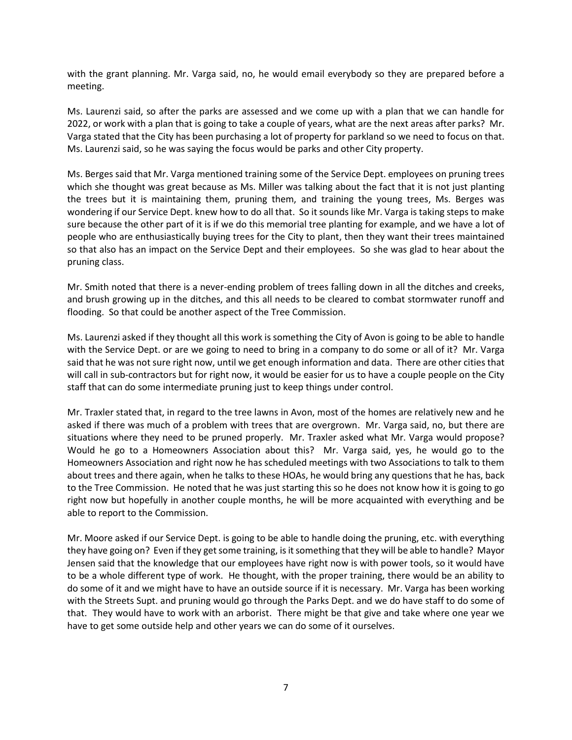with the grant planning. Mr. Varga said, no, he would email everybody so they are prepared before a meeting.

Ms. Laurenzi said, so after the parks are assessed and we come up with a plan that we can handle for 2022, or work with a plan that is going to take a couple of years, what are the next areas after parks? Mr. Varga stated that the City has been purchasing a lot of property for parkland so we need to focus on that. Ms. Laurenzi said, so he was saying the focus would be parks and other City property.

Ms. Berges said that Mr. Varga mentioned training some of the Service Dept. employees on pruning trees which she thought was great because as Ms. Miller was talking about the fact that it is not just planting the trees but it is maintaining them, pruning them, and training the young trees, Ms. Berges was wondering if our Service Dept. knew how to do all that. So it sounds like Mr. Varga is taking steps to make sure because the other part of it is if we do this memorial tree planting for example, and we have a lot of people who are enthusiastically buying trees for the City to plant, then they want their trees maintained so that also has an impact on the Service Dept and their employees. So she was glad to hear about the pruning class.

Mr. Smith noted that there is a never-ending problem of trees falling down in all the ditches and creeks, and brush growing up in the ditches, and this all needs to be cleared to combat stormwater runoff and flooding. So that could be another aspect of the Tree Commission.

Ms. Laurenzi asked if they thought all this work is something the City of Avon is going to be able to handle with the Service Dept. or are we going to need to bring in a company to do some or all of it? Mr. Varga said that he was not sure right now, until we get enough information and data. There are other cities that will call in sub-contractors but for right now, it would be easier for us to have a couple people on the City staff that can do some intermediate pruning just to keep things under control.

Mr. Traxler stated that, in regard to the tree lawns in Avon, most of the homes are relatively new and he asked if there was much of a problem with trees that are overgrown. Mr. Varga said, no, but there are situations where they need to be pruned properly. Mr. Traxler asked what Mr. Varga would propose? Would he go to a Homeowners Association about this? Mr. Varga said, yes, he would go to the Homeowners Association and right now he has scheduled meetings with two Associations to talk to them about trees and there again, when he talks to these HOAs, he would bring any questions that he has, back to the Tree Commission. He noted that he was just starting this so he does not know how it is going to go right now but hopefully in another couple months, he will be more acquainted with everything and be able to report to the Commission.

Mr. Moore asked if our Service Dept. is going to be able to handle doing the pruning, etc. with everything they have going on? Even if they get some training, is it something that they will be able to handle? Mayor Jensen said that the knowledge that our employees have right now is with power tools, so it would have to be a whole different type of work. He thought, with the proper training, there would be an ability to do some of it and we might have to have an outside source if it is necessary. Mr. Varga has been working with the Streets Supt. and pruning would go through the Parks Dept. and we do have staff to do some of that. They would have to work with an arborist. There might be that give and take where one year we have to get some outside help and other years we can do some of it ourselves.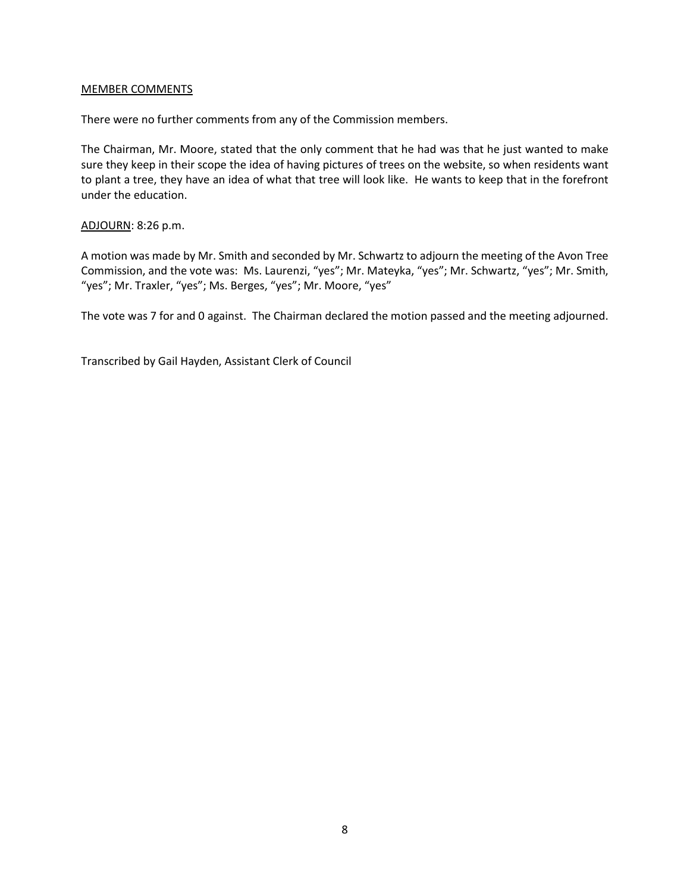MEMBER COMMENTS

There were no further comments from any of the Commission members.

The Chairman, Mr. Moore, stated that the only comment that he had was that he just wanted to make sure they keep in their scope the idea of having pictures of trees on the website, so when residents want to plant a tree, they have an idea of what that tree will look like. He wants to keep that in the forefront under the education.

ADJOURN: 8:26 p.m.

A motion was made by Mr. Smith and seconded by Mr. Schwartz to adjourn the meeting of the Avon Tree Commission, and the vote was: Ms. Laurenzi, "yes"; Mr. Mateyka, "yes"; Mr. Schwartz, "yes"; Mr. Smith, "yes"; Mr. Traxler, "yes"; Ms. Berges, "yes"; Mr. Moore, "yes"

The vote was 7 for and 0 against. The Chairman declared the motion passed and the meeting adjourned.

Transcribed by Gail Hayden, Assistant Clerk of Council